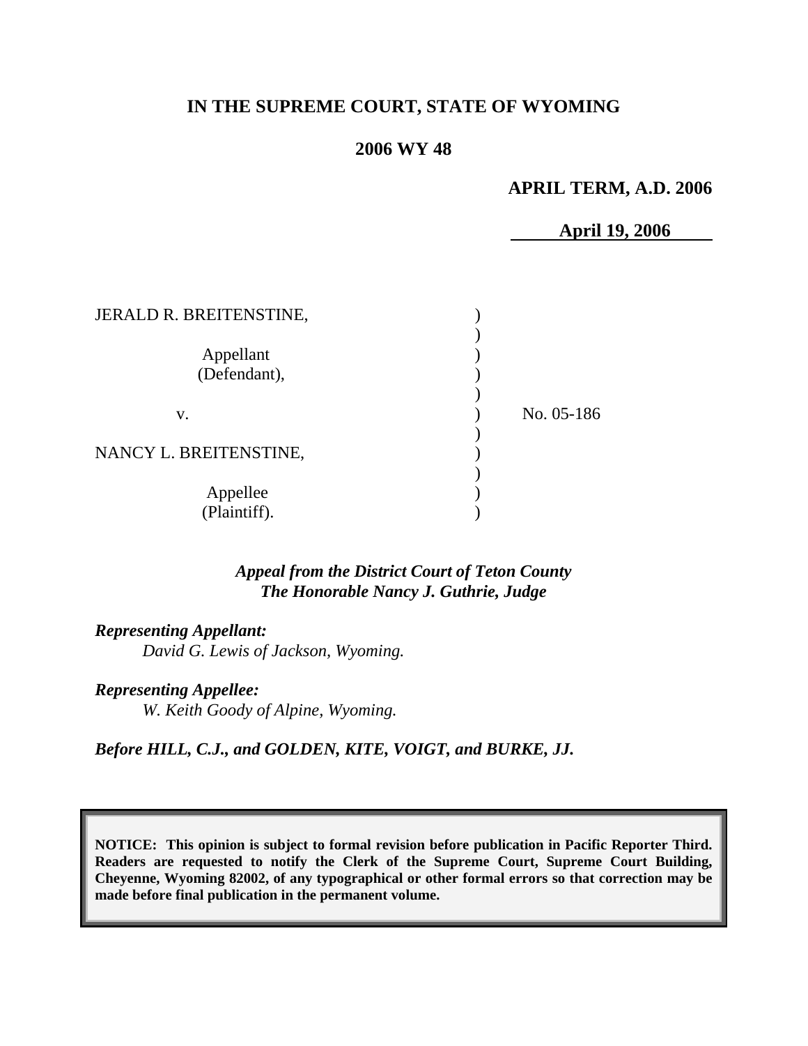**IN THE SUPREME COURT, STATE OF WYOMING**

**2006 WY 48**

**APRIL TERM, A.D. 2006**

**April 19, 2006**

JERALD R. BREITENSTINE,

Appellant
(Defendant),

v.

NANCY L. BREITENSTINE,

Appellee
(Plaintiff).

No. 05-186

*Appeal from the District Court of Teton County*
*The Honorable Nancy J. Guthrie, Judge*

***Representing Appellant:***
*David G. Lewis of Jackson, Wyoming.*

***Representing Appellee:***
*W. Keith Goody of Alpine, Wyoming.*

***Before HILL, C.J., and GOLDEN, KITE, VOIGT, and BURKE, JJ.***

**NOTICE: This opinion is subject to formal revision before publication in Pacific Reporter Third. Readers are requested to notify the Clerk of the Supreme Court, Supreme Court Building, Cheyenne, Wyoming 82002, of any typographical or other formal errors so that correction may be made before final publication in the permanent volume.**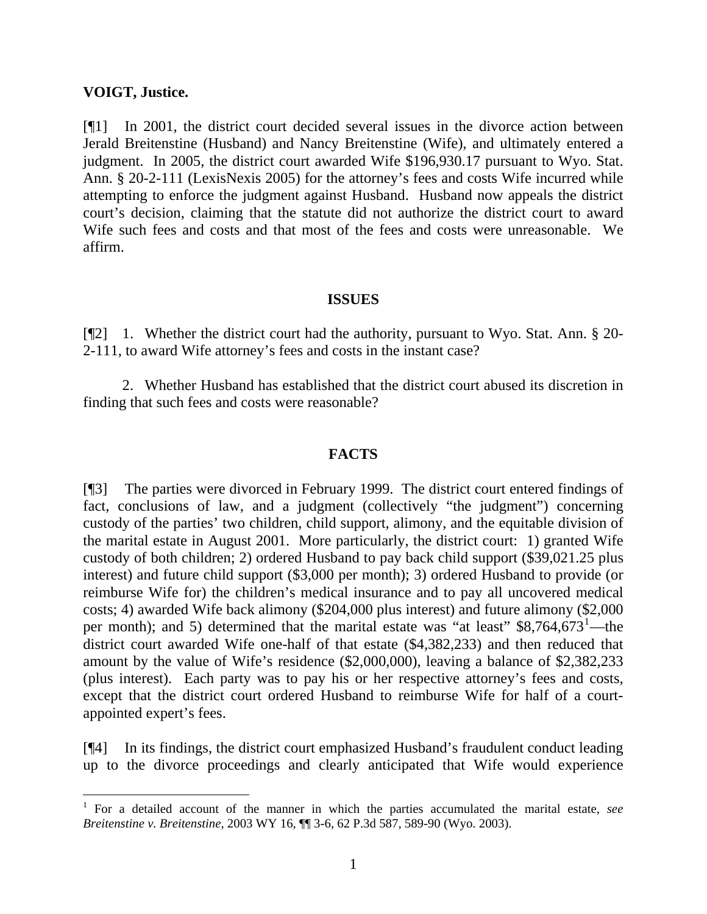**VOIGT, Justice.**

[¶1] In 2001, the district court decided several issues in the divorce action between Jerald Breitenstine (Husband) and Nancy Breitenstine (Wife), and ultimately entered a judgment. In 2005, the district court awarded Wife $196,930.17 pursuant to Wyo. Stat. Ann. § 20-2-111 (LexisNexis 2005) for the attorney's fees and costs Wife incurred while attempting to enforce the judgment against Husband. Husband now appeals the district court's decision, claiming that the statute did not authorize the district court to award Wife such fees and costs and that most of the fees and costs were unreasonable. We affirm.

## ISSUES

[¶2] 1. Whether the district court had the authority, pursuant to Wyo. Stat. Ann. § 20-2-111, to award Wife attorney's fees and costs in the instant case?

2. Whether Husband has established that the district court abused its discretion in finding that such fees and costs were reasonable?

## FACTS

[¶3] The parties were divorced in February 1999. The district court entered findings of fact, conclusions of law, and a judgment (collectively "the judgment") concerning custody of the parties' two children, child support, alimony, and the equitable division of the marital estate in August 2001. More particularly, the district court: 1) granted Wife custody of both children; 2) ordered Husband to pay back child support ($39,021.25 plus interest) and future child support ($3,000 per month); 3) ordered Husband to provide (or reimburse Wife for) the children's medical insurance and to pay all uncovered medical costs; 4) awarded Wife back alimony ($204,000 plus interest) and future alimony ($2,000 per month); and 5) determined that the marital estate was "at least" $8,764,673[1]—the district court awarded Wife one-half of that estate ($4,382,233) and then reduced that amount by the value of Wife's residence ($2,000,000), leaving a balance of $2,382,233 (plus interest). Each party was to pay his or her respective attorney's fees and costs, except that the district court ordered Husband to reimburse Wife for half of a court-appointed expert's fees.

[¶4] In its findings, the district court emphasized Husband's fraudulent conduct leading up to the divorce proceedings and clearly anticipated that Wife would experience

---

[1] For a detailed account of the manner in which the parties accumulated the marital estate, *see Breitenstine v. Breitenstine*, 2003 WY 16, ¶¶ 3-6, 62 P.3d 587, 589-90 (Wyo. 2003).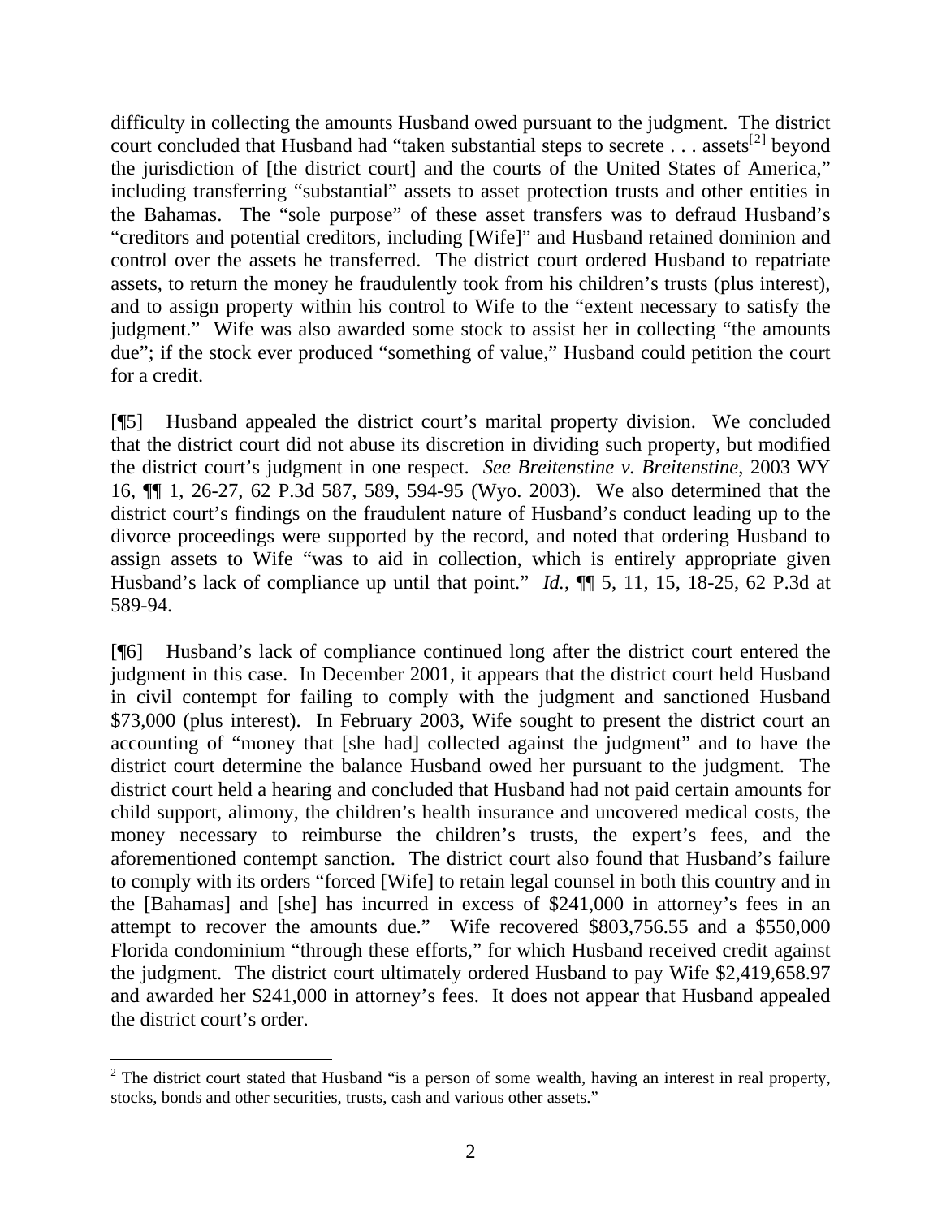difficulty in collecting the amounts Husband owed pursuant to the judgment. The district court concluded that Husband had "taken substantial steps to secrete . . . assets[2] beyond the jurisdiction of [the district court] and the courts of the United States of America," including transferring "substantial" assets to asset protection trusts and other entities in the Bahamas. The "sole purpose" of these asset transfers was to defraud Husband's "creditors and potential creditors, including [Wife]" and Husband retained dominion and control over the assets he transferred. The district court ordered Husband to repatriate assets, to return the money he fraudulently took from his children's trusts (plus interest), and to assign property within his control to Wife to the "extent necessary to satisfy the judgment." Wife was also awarded some stock to assist her in collecting "the amounts due"; if the stock ever produced "something of value," Husband could petition the court for a credit.

[¶5] Husband appealed the district court's marital property division. We concluded that the district court did not abuse its discretion in dividing such property, but modified the district court's judgment in one respect. *See Breitenstine v. Breitenstine*, 2003 WY 16, ¶¶ 1, 26-27, 62 P.3d 587, 589, 594-95 (Wyo. 2003). We also determined that the district court's findings on the fraudulent nature of Husband's conduct leading up to the divorce proceedings were supported by the record, and noted that ordering Husband to assign assets to Wife "was to aid in collection, which is entirely appropriate given Husband's lack of compliance up until that point." *Id.*, ¶¶ 5, 11, 15, 18-25, 62 P.3d at 589-94.

[¶6] Husband's lack of compliance continued long after the district court entered the judgment in this case. In December 2001, it appears that the district court held Husband in civil contempt for failing to comply with the judgment and sanctioned Husband $73,000 (plus interest). In February 2003, Wife sought to present the district court an accounting of "money that [she had] collected against the judgment" and to have the district court determine the balance Husband owed her pursuant to the judgment. The district court held a hearing and concluded that Husband had not paid certain amounts for child support, alimony, the children's health insurance and uncovered medical costs, the money necessary to reimburse the children's trusts, the expert's fees, and the aforementioned contempt sanction. The district court also found that Husband's failure to comply with its orders "forced [Wife] to retain legal counsel in both this country and in the [Bahamas] and [she] has incurred in excess of $241,000 in attorney's fees in an attempt to recover the amounts due." Wife recovered $803,756.55 and a $550,000 Florida condominium "through these efforts," for which Husband received credit against the judgment. The district court ultimately ordered Husband to pay Wife $2,419,658.97 and awarded her $241,000 in attorney's fees. It does not appear that Husband appealed the district court's order.

---

[2] The district court stated that Husband "is a person of some wealth, having an interest in real property, stocks, bonds and other securities, trusts, cash and various other assets."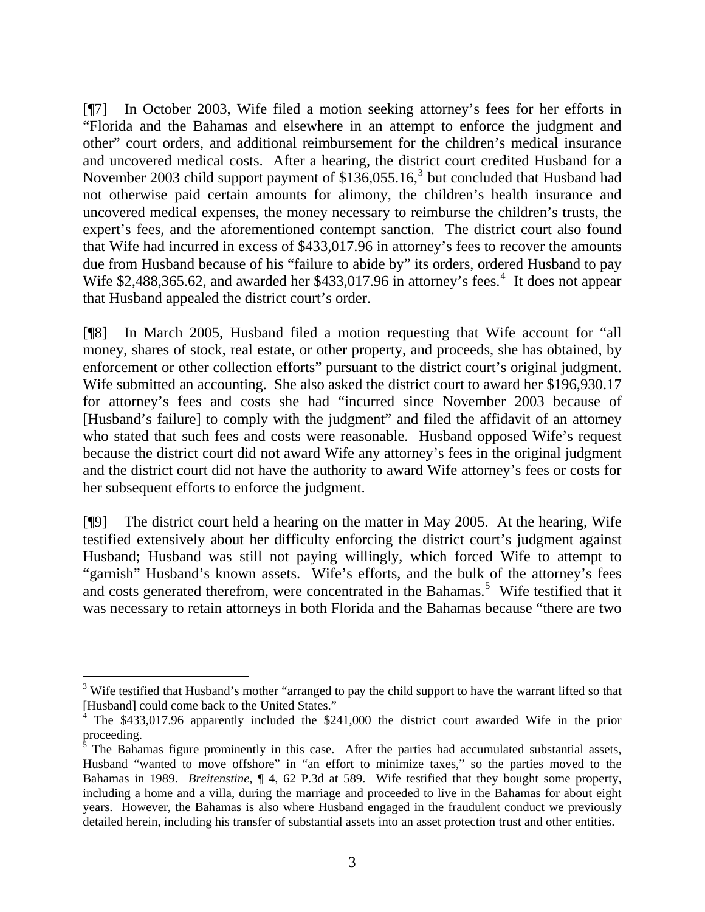[¶7] In October 2003, Wife filed a motion seeking attorney's fees for her efforts in "Florida and the Bahamas and elsewhere in an attempt to enforce the judgment and other" court orders, and additional reimbursement for the children's medical insurance and uncovered medical costs. After a hearing, the district court credited Husband for a November 2003 child support payment of $136,055.16,[3] but concluded that Husband had not otherwise paid certain amounts for alimony, the children's health insurance and uncovered medical expenses, the money necessary to reimburse the children's trusts, the expert's fees, and the aforementioned contempt sanction. The district court also found that Wife had incurred in excess of $433,017.96 in attorney's fees to recover the amounts due from Husband because of his "failure to abide by" its orders, ordered Husband to pay Wife $2,488,365.62, and awarded her $433,017.96 in attorney's fees.[4] It does not appear that Husband appealed the district court's order.

[¶8] In March 2005, Husband filed a motion requesting that Wife account for "all money, shares of stock, real estate, or other property, and proceeds, she has obtained, by enforcement or other collection efforts" pursuant to the district court's original judgment. Wife submitted an accounting. She also asked the district court to award her $196,930.17 for attorney's fees and costs she had "incurred since November 2003 because of [Husband's failure] to comply with the judgment" and filed the affidavit of an attorney who stated that such fees and costs were reasonable. Husband opposed Wife's request because the district court did not award Wife any attorney's fees in the original judgment and the district court did not have the authority to award Wife attorney's fees or costs for her subsequent efforts to enforce the judgment.

[¶9] The district court held a hearing on the matter in May 2005. At the hearing, Wife testified extensively about her difficulty enforcing the district court's judgment against Husband; Husband was still not paying willingly, which forced Wife to attempt to "garnish" Husband's known assets. Wife's efforts, and the bulk of the attorney's fees and costs generated therefrom, were concentrated in the Bahamas.[5] Wife testified that it was necessary to retain attorneys in both Florida and the Bahamas because "there are two

---

[3] Wife testified that Husband's mother "arranged to pay the child support to have the warrant lifted so that [Husband] could come back to the United States."

[4] The $433,017.96 apparently included the $241,000 the district court awarded Wife in the prior proceeding.

[5] The Bahamas figure prominently in this case. After the parties had accumulated substantial assets, Husband "wanted to move offshore" in "an effort to minimize taxes," so the parties moved to the Bahamas in 1989. *Breitenstine*, ¶ 4, 62 P.3d at 589. Wife testified that they bought some property, including a home and a villa, during the marriage and proceeded to live in the Bahamas for about eight years. However, the Bahamas is also where Husband engaged in the fraudulent conduct we previously detailed herein, including his transfer of substantial assets into an asset protection trust and other entities.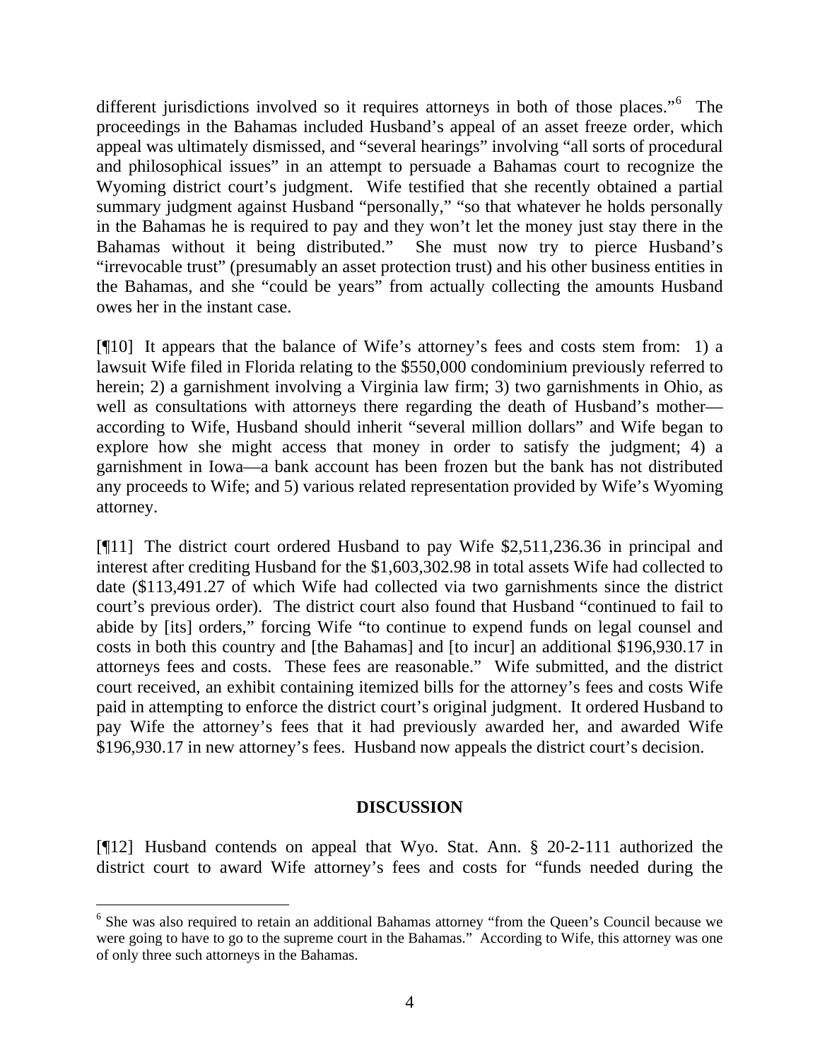different jurisdictions involved so it requires attorneys in both of those places."[6] The proceedings in the Bahamas included Husband's appeal of an asset freeze order, which appeal was ultimately dismissed, and "several hearings" involving "all sorts of procedural and philosophical issues" in an attempt to persuade a Bahamas court to recognize the Wyoming district court's judgment. Wife testified that she recently obtained a partial summary judgment against Husband "personally," "so that whatever he holds personally in the Bahamas he is required to pay and they won't let the money just stay there in the Bahamas without it being distributed." She must now try to pierce Husband's "irrevocable trust" (presumably an asset protection trust) and his other business entities in the Bahamas, and she "could be years" from actually collecting the amounts Husband owes her in the instant case.

[¶10] It appears that the balance of Wife's attorney's fees and costs stem from: 1) a lawsuit Wife filed in Florida relating to the $550,000 condominium previously referred to herein; 2) a garnishment involving a Virginia law firm; 3) two garnishments in Ohio, as well as consultations with attorneys there regarding the death of Husband's mother—according to Wife, Husband should inherit "several million dollars" and Wife began to explore how she might access that money in order to satisfy the judgment; 4) a garnishment in Iowa—a bank account has been frozen but the bank has not distributed any proceeds to Wife; and 5) various related representation provided by Wife's Wyoming attorney.

[¶11] The district court ordered Husband to pay Wife $2,511,236.36 in principal and interest after crediting Husband for the $1,603,302.98 in total assets Wife had collected to date ($113,491.27 of which Wife had collected via two garnishments since the district court's previous order). The district court also found that Husband "continued to fail to abide by [its] orders," forcing Wife "to continue to expend funds on legal counsel and costs in both this country and [the Bahamas] and [to incur] an additional $196,930.17 in attorneys fees and costs. These fees are reasonable." Wife submitted, and the district court received, an exhibit containing itemized bills for the attorney's fees and costs Wife paid in attempting to enforce the district court's original judgment. It ordered Husband to pay Wife the attorney's fees that it had previously awarded her, and awarded Wife $196,930.17 in new attorney's fees. Husband now appeals the district court's decision.

## DISCUSSION

[¶12] Husband contends on appeal that Wyo. Stat. Ann. § 20-2-111 authorized the district court to award Wife attorney's fees and costs for "funds needed during the

---

[6] She was also required to retain an additional Bahamas attorney "from the Queen's Council because we were going to have to go to the supreme court in the Bahamas." According to Wife, this attorney was one of only three such attorneys in the Bahamas.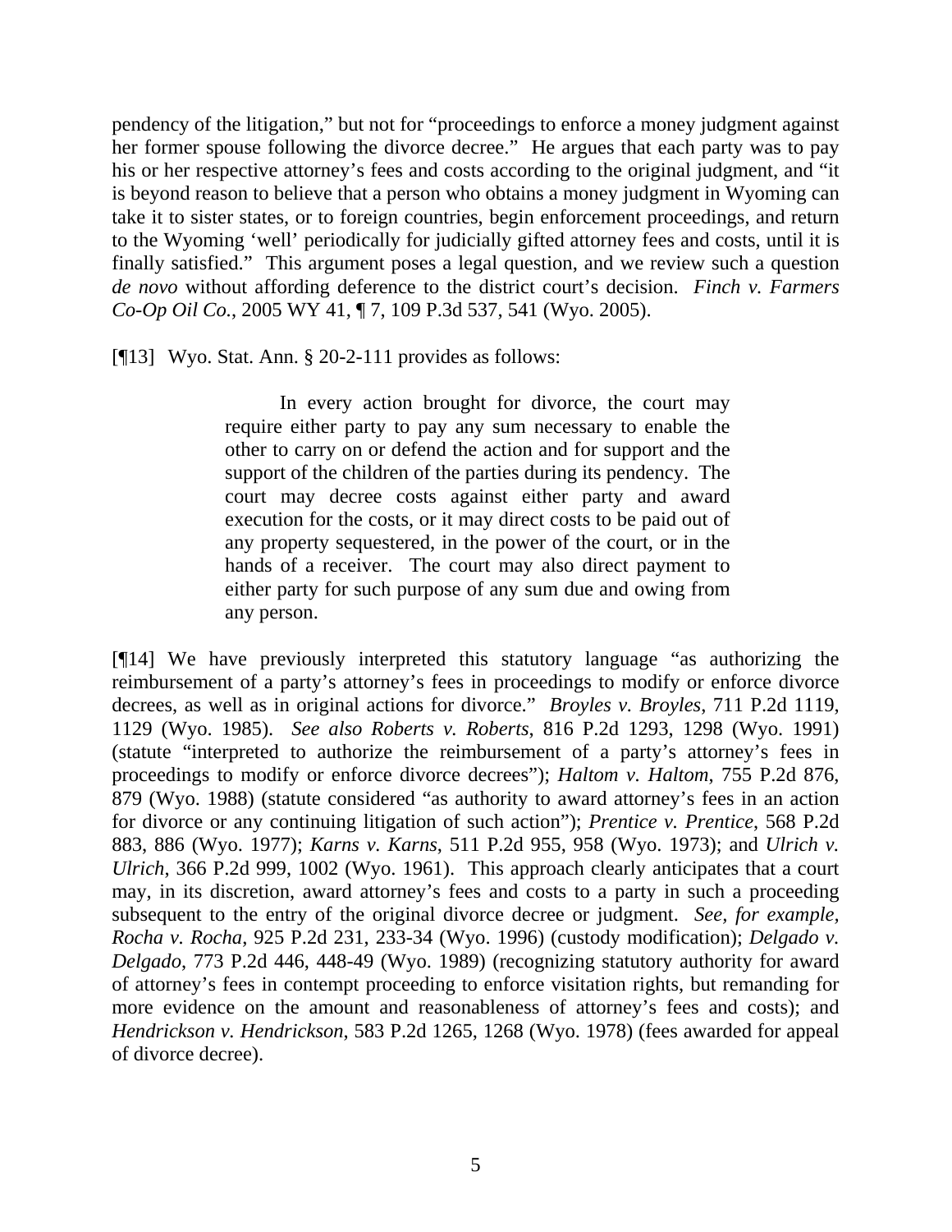pendency of the litigation," but not for "proceedings to enforce a money judgment against her former spouse following the divorce decree." He argues that each party was to pay his or her respective attorney's fees and costs according to the original judgment, and "it is beyond reason to believe that a person who obtains a money judgment in Wyoming can take it to sister states, or to foreign countries, begin enforcement proceedings, and return to the Wyoming 'well' periodically for judicially gifted attorney fees and costs, until it is finally satisfied." This argument poses a legal question, and we review such a question *de novo* without affording deference to the district court's decision. *Finch v. Farmers Co-Op Oil Co.*, 2005 WY 41, ¶ 7, 109 P.3d 537, 541 (Wyo. 2005).

[¶13] Wyo. Stat. Ann. § 20-2-111 provides as follows:

> In every action brought for divorce, the court may require either party to pay any sum necessary to enable the other to carry on or defend the action and for support and the support of the children of the parties during its pendency. The court may decree costs against either party and award execution for the costs, or it may direct costs to be paid out of any property sequestered, in the power of the court, or in the hands of a receiver. The court may also direct payment to either party for such purpose of any sum due and owing from any person.

[¶14] We have previously interpreted this statutory language "as authorizing the reimbursement of a party's attorney's fees in proceedings to modify or enforce divorce decrees, as well as in original actions for divorce." *Broyles v. Broyles*, 711 P.2d 1119, 1129 (Wyo. 1985). *See also Roberts v. Roberts*, 816 P.2d 1293, 1298 (Wyo. 1991) (statute "interpreted to authorize the reimbursement of a party's attorney's fees in proceedings to modify or enforce divorce decrees"); *Haltom v. Haltom*, 755 P.2d 876, 879 (Wyo. 1988) (statute considered "as authority to award attorney's fees in an action for divorce or any continuing litigation of such action"); *Prentice v. Prentice*, 568 P.2d 883, 886 (Wyo. 1977); *Karns v. Karns*, 511 P.2d 955, 958 (Wyo. 1973); and *Ulrich v. Ulrich*, 366 P.2d 999, 1002 (Wyo. 1961). This approach clearly anticipates that a court may, in its discretion, award attorney's fees and costs to a party in such a proceeding subsequent to the entry of the original divorce decree or judgment. *See, for example, Rocha v. Rocha*, 925 P.2d 231, 233-34 (Wyo. 1996) (custody modification); *Delgado v. Delgado*, 773 P.2d 446, 448-49 (Wyo. 1989) (recognizing statutory authority for award of attorney's fees in contempt proceeding to enforce visitation rights, but remanding for more evidence on the amount and reasonableness of attorney's fees and costs); and *Hendrickson v. Hendrickson*, 583 P.2d 1265, 1268 (Wyo. 1978) (fees awarded for appeal of divorce decree).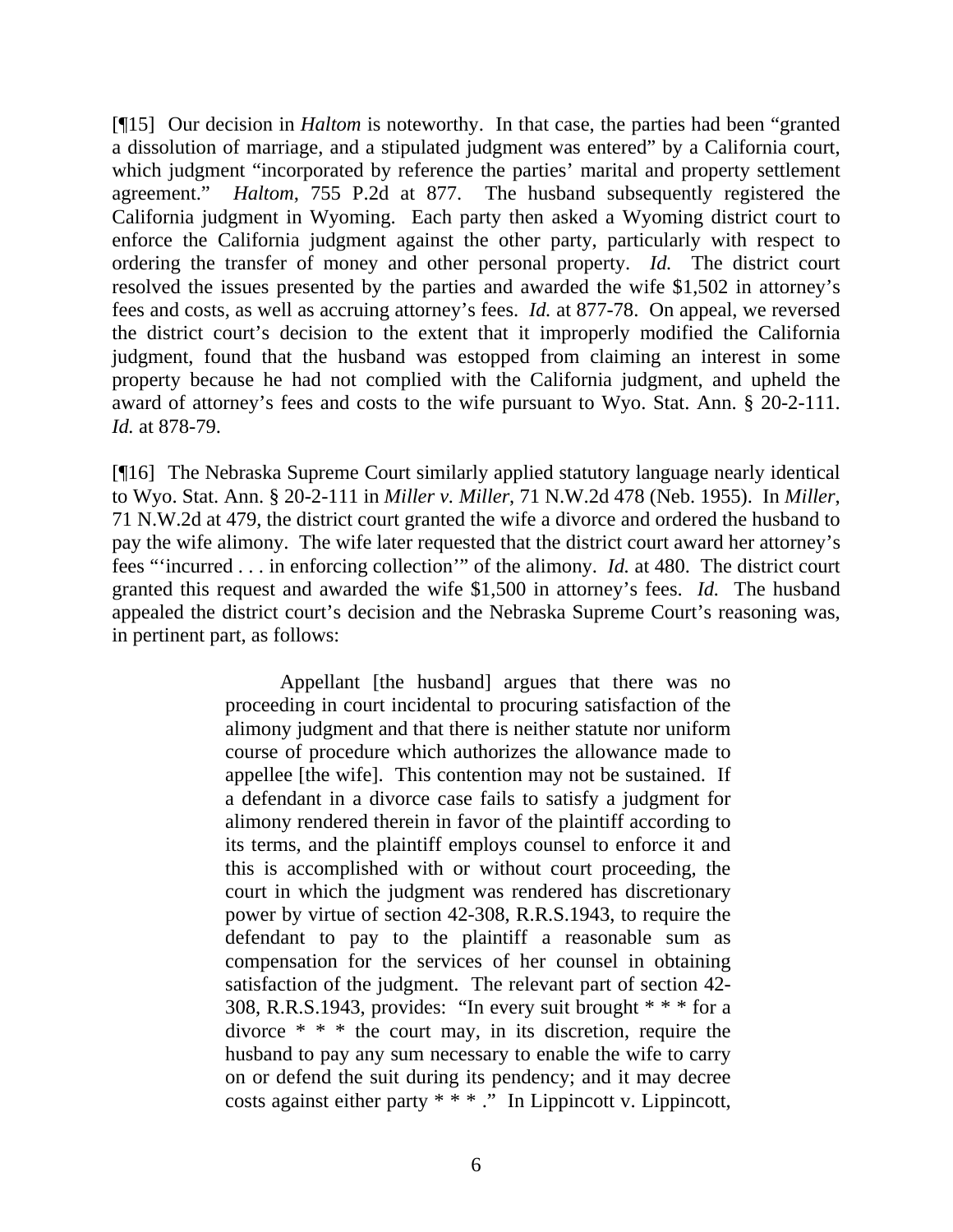[¶15] Our decision in *Haltom* is noteworthy. In that case, the parties had been "granted a dissolution of marriage, and a stipulated judgment was entered" by a California court, which judgment "incorporated by reference the parties' marital and property settlement agreement." *Haltom*, 755 P.2d at 877. The husband subsequently registered the California judgment in Wyoming. Each party then asked a Wyoming district court to enforce the California judgment against the other party, particularly with respect to ordering the transfer of money and other personal property. *Id.* The district court resolved the issues presented by the parties and awarded the wife $1,502 in attorney's fees and costs, as well as accruing attorney's fees. *Id.* at 877-78. On appeal, we reversed the district court's decision to the extent that it improperly modified the California judgment, found that the husband was estopped from claiming an interest in some property because he had not complied with the California judgment, and upheld the award of attorney's fees and costs to the wife pursuant to Wyo. Stat. Ann. § 20-2-111. *Id.* at 878-79.

[¶16] The Nebraska Supreme Court similarly applied statutory language nearly identical to Wyo. Stat. Ann. § 20-2-111 in *Miller v. Miller*, 71 N.W.2d 478 (Neb. 1955). In *Miller*, 71 N.W.2d at 479, the district court granted the wife a divorce and ordered the husband to pay the wife alimony. The wife later requested that the district court award her attorney's fees "'incurred . . . in enforcing collection'" of the alimony. *Id.* at 480. The district court granted this request and awarded the wife $1,500 in attorney's fees. *Id.* The husband appealed the district court's decision and the Nebraska Supreme Court's reasoning was, in pertinent part, as follows:

> Appellant [the husband] argues that there was no proceeding in court incidental to procuring satisfaction of the alimony judgment and that there is neither statute nor uniform course of procedure which authorizes the allowance made to appellee [the wife]. This contention may not be sustained. If a defendant in a divorce case fails to satisfy a judgment for alimony rendered therein in favor of the plaintiff according to its terms, and the plaintiff employs counsel to enforce it and this is accomplished with or without court proceeding, the court in which the judgment was rendered has discretionary power by virtue of section 42-308, R.R.S.1943, to require the defendant to pay to the plaintiff a reasonable sum as compensation for the services of her counsel in obtaining satisfaction of the judgment. The relevant part of section 42-308, R.R.S.1943, provides: "In every suit brought * * * for a divorce * * * the court may, in its discretion, require the husband to pay any sum necessary to enable the wife to carry on or defend the suit during its pendency; and it may decree costs against either party * * * ." In Lippincott v. Lippincott,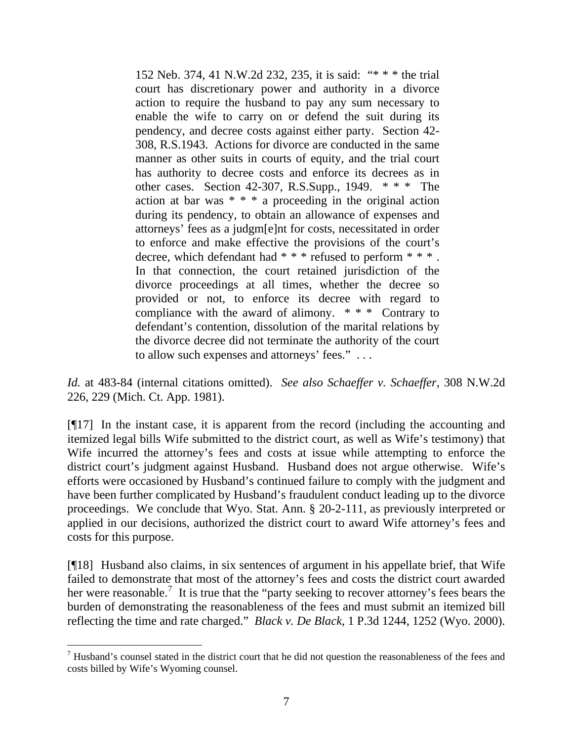> 152 Neb. 374, 41 N.W.2d 232, 235, it is said: "* * * the trial court has discretionary power and authority in a divorce action to require the husband to pay any sum necessary to enable the wife to carry on or defend the suit during its pendency, and decree costs against either party. Section 42-308, R.S.1943. Actions for divorce are conducted in the same manner as other suits in courts of equity, and the trial court has authority to decree costs and enforce its decrees as in other cases. Section 42-307, R.S.Supp., 1949. * * * The action at bar was * * * a proceeding in the original action during its pendency, to obtain an allowance of expenses and attorneys' fees as a judgm[e]nt for costs, necessitated in order to enforce and make effective the provisions of the court's decree, which defendant had * * * refused to perform * * * . In that connection, the court retained jurisdiction of the divorce proceedings at all times, whether the decree so provided or not, to enforce its decree with regard to compliance with the award of alimony. * * * Contrary to defendant's contention, dissolution of the marital relations by the divorce decree did not terminate the authority of the court to allow such expenses and attorneys' fees." . . .

*Id.* at 483-84 (internal citations omitted). *See also Schaeffer v. Schaeffer*, 308 N.W.2d 226, 229 (Mich. Ct. App. 1981).

[¶17] In the instant case, it is apparent from the record (including the accounting and itemized legal bills Wife submitted to the district court, as well as Wife's testimony) that Wife incurred the attorney's fees and costs at issue while attempting to enforce the district court's judgment against Husband. Husband does not argue otherwise. Wife's efforts were occasioned by Husband's continued failure to comply with the judgment and have been further complicated by Husband's fraudulent conduct leading up to the divorce proceedings. We conclude that Wyo. Stat. Ann. § 20-2-111, as previously interpreted or applied in our decisions, authorized the district court to award Wife attorney's fees and costs for this purpose.

[¶18] Husband also claims, in six sentences of argument in his appellate brief, that Wife failed to demonstrate that most of the attorney's fees and costs the district court awarded her were reasonable.[7] It is true that the "party seeking to recover attorney's fees bears the burden of demonstrating the reasonableness of the fees and must submit an itemized bill reflecting the time and rate charged." *Black v. De Black*, 1 P.3d 1244, 1252 (Wyo. 2000).

[7] Husband's counsel stated in the district court that he did not question the reasonableness of the fees and costs billed by Wife's Wyoming counsel.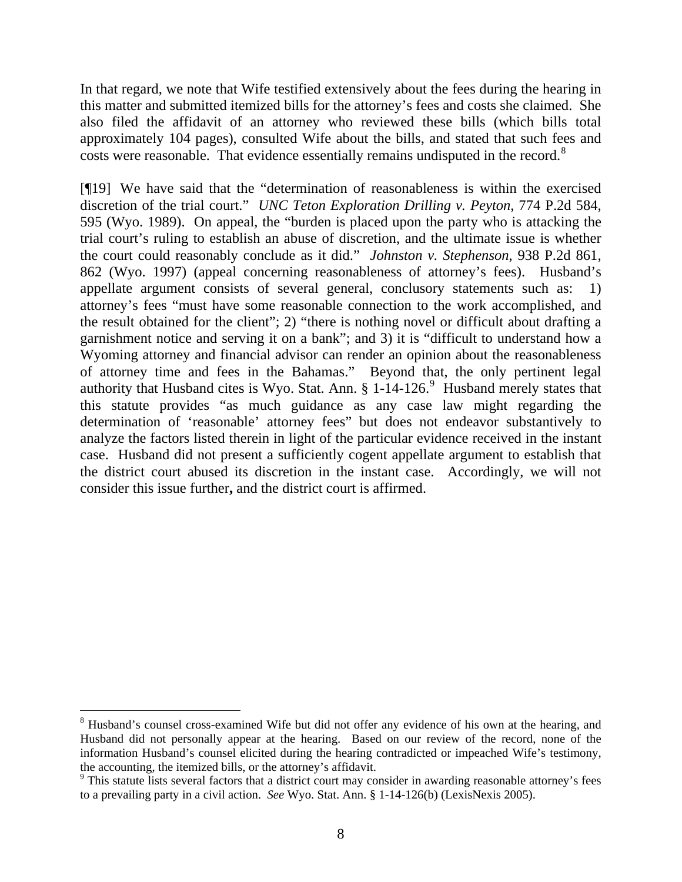In that regard, we note that Wife testified extensively about the fees during the hearing in this matter and submitted itemized bills for the attorney's fees and costs she claimed. She also filed the affidavit of an attorney who reviewed these bills (which bills total approximately 104 pages), consulted Wife about the bills, and stated that such fees and costs were reasonable. That evidence essentially remains undisputed in the record.[8]

[¶19] We have said that the "determination of reasonableness is within the exercised discretion of the trial court." *UNC Teton Exploration Drilling v. Peyton*, 774 P.2d 584, 595 (Wyo. 1989). On appeal, the "burden is placed upon the party who is attacking the trial court's ruling to establish an abuse of discretion, and the ultimate issue is whether the court could reasonably conclude as it did." *Johnston v. Stephenson*, 938 P.2d 861, 862 (Wyo. 1997) (appeal concerning reasonableness of attorney's fees). Husband's appellate argument consists of several general, conclusory statements such as: 1) attorney's fees "must have some reasonable connection to the work accomplished, and the result obtained for the client"; 2) "there is nothing novel or difficult about drafting a garnishment notice and serving it on a bank"; and 3) it is "difficult to understand how a Wyoming attorney and financial advisor can render an opinion about the reasonableness of attorney time and fees in the Bahamas." Beyond that, the only pertinent legal authority that Husband cites is Wyo. Stat. Ann. § 1-14-126.[9] Husband merely states that this statute provides "as much guidance as any case law might regarding the determination of 'reasonable' attorney fees" but does not endeavor substantively to analyze the factors listed therein in light of the particular evidence received in the instant case. Husband did not present a sufficiently cogent appellate argument to establish that the district court abused its discretion in the instant case. Accordingly, we will not consider this issue further**,** and the district court is affirmed.

---

[8] Husband's counsel cross-examined Wife but did not offer any evidence of his own at the hearing, and Husband did not personally appear at the hearing. Based on our review of the record, none of the information Husband's counsel elicited during the hearing contradicted or impeached Wife's testimony, the accounting, the itemized bills, or the attorney's affidavit.

[9] This statute lists several factors that a district court may consider in awarding reasonable attorney's fees to a prevailing party in a civil action. *See* Wyo. Stat. Ann. § 1-14-126(b) (LexisNexis 2005).